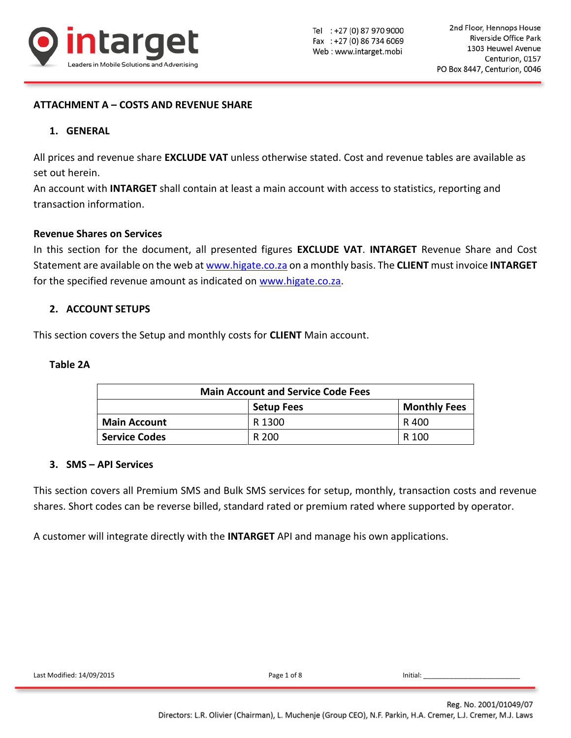## ATTACHMENT A – COSTS AND REVENUE SHARE

### 1. GENERAL

All prices and revenue share **EXCLUDE VAT** unless otherwise stated. Cost and revenue tables are available as set out herein.
An account with **INTARGET** shall contain at least a main account with access to statistics, reporting and transaction information.

**Revenue Shares on Services**

In this section for the document, all presented figures **EXCLUDE VAT**. **INTARGET** Revenue Share and Cost Statement are available on the web at www.higate.co.za on a monthly basis. The **CLIENT** must invoice **INTARGET** for the specified revenue amount as indicated on www.higate.co.za.

### 2. ACCOUNT SETUPS

This section covers the Setup and monthly costs for **CLIENT** Main account.

**Table 2A**

| Main Account and Service Code Fees | | |
|---|---|---|
| | **Setup Fees** | **Monthly Fees** |
| **Main Account** | R 1300 | R 400 |
| **Service Codes** | R 200 | R 100 |

### 3. SMS – API Services

This section covers all Premium SMS and Bulk SMS services for setup, monthly, transaction costs and revenue shares. Short codes can be reverse billed, standard rated or premium rated where supported by operator.

A customer will integrate directly with the **INTARGET** API and manage his own applications.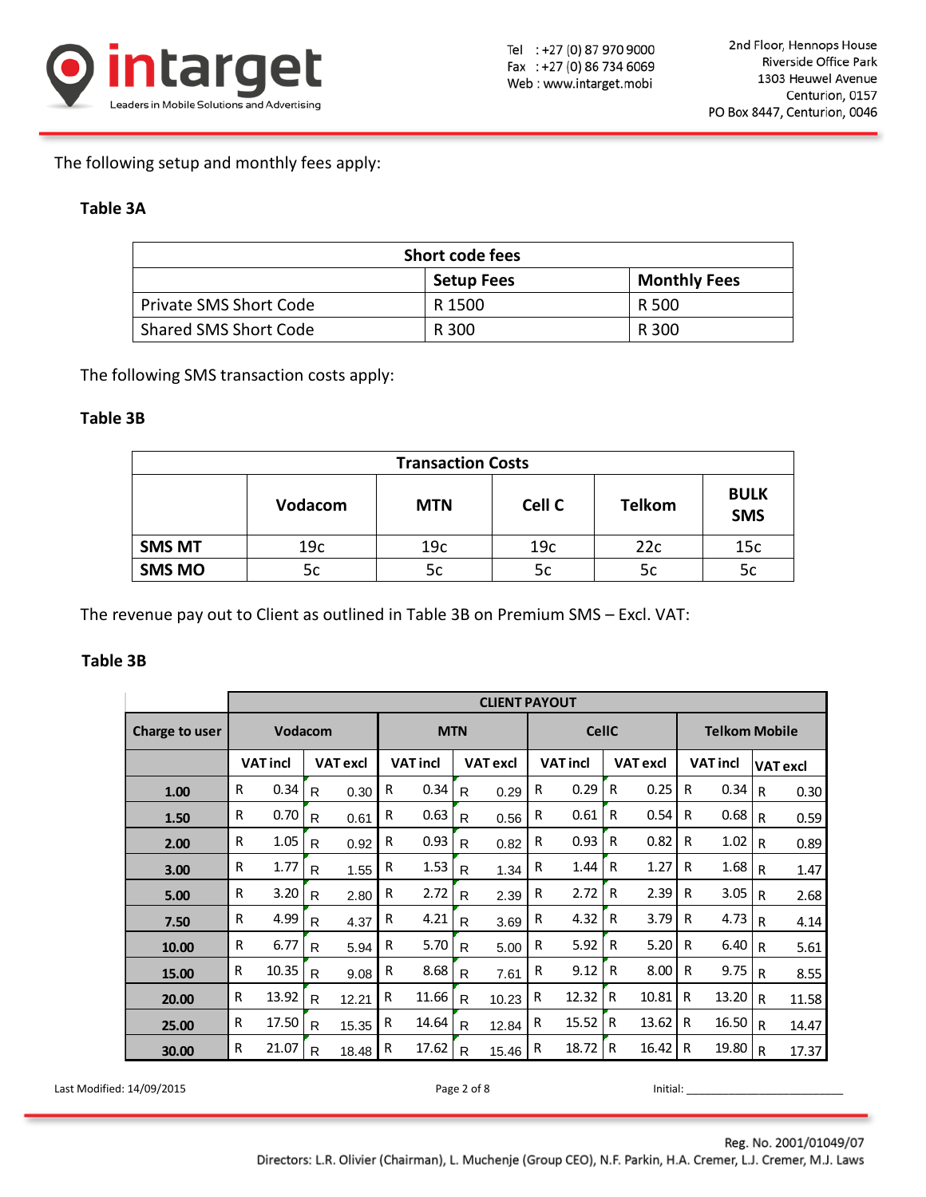The following setup and monthly fees apply:

**Table 3A**

| Short code fees | | |
|---|---|---|
| | **Setup Fees** | **Monthly Fees** |
| Private SMS Short Code | R 1500 | R 500 |
| Shared SMS Short Code | R 300 | R 300 |

The following SMS transaction costs apply:

**Table 3B**

| Transaction Costs | | | | | |
|---|---|---|---|---|---|
| | **Vodacom** | **MTN** | **Cell C** | **Telkom** | **BULK SMS** |
| **SMS MT** | 19c | 19c | 19c | 22c | 15c |
| **SMS MO** | 5c | 5c | 5c | 5c | 5c |

The revenue pay out to Client as outlined in Table 3B on Premium SMS – Excl. VAT:

**Table 3B**

| | **CLIENT PAYOUT** | | | | | | | |
|---|---|---|---|---|---|---|---|---|
| **Charge to user** | **Vodacom** | | **MTN** | | **CellC** | | **Telkom Mobile** | |
| | **VAT incl** | **VAT excl** | **VAT incl** | **VAT excl** | **VAT incl** | **VAT excl** | **VAT incl** | **VAT excl** |
| **1.00** | R 0.34 | R 0.30 | R 0.34 | R 0.29 | R 0.29 | R 0.25 | R 0.34 | R 0.30 |
| **1.50** | R 0.70 | R 0.61 | R 0.63 | R 0.56 | R 0.61 | R 0.54 | R 0.68 | R 0.59 |
| **2.00** | R 1.05 | R 0.92 | R 0.93 | R 0.82 | R 0.93 | R 0.82 | R 1.02 | R 0.89 |
| **3.00** | R 1.77 | R 1.55 | R 1.53 | R 1.34 | R 1.44 | R 1.27 | R 1.68 | R 1.47 |
| **5.00** | R 3.20 | R 2.80 | R 2.72 | R 2.39 | R 2.72 | R 2.39 | R 3.05 | R 2.68 |
| **7.50** | R 4.99 | R 4.37 | R 4.21 | R 3.69 | R 4.32 | R 3.79 | R 4.73 | R 4.14 |
| **10.00** | R 6.77 | R 5.94 | R 5.70 | R 5.00 | R 5.92 | R 5.20 | R 6.40 | R 5.61 |
| **15.00** | R 10.35 | R 9.08 | R 8.68 | R 7.61 | R 9.12 | R 8.00 | R 9.75 | R 8.55 |
| **20.00** | R 13.92 | R 12.21 | R 11.66 | R 10.23 | R 12.32 | R 10.81 | R 13.20 | R 11.58 |
| **25.00** | R 17.50 | R 15.35 | R 14.64 | R 12.84 | R 15.52 | R 13.62 | R 16.50 | R 14.47 |
| **30.00** | R 21.07 | R 18.48 | R 17.62 | R 15.46 | R 18.72 | R 16.42 | R 19.80 | R 17.37 |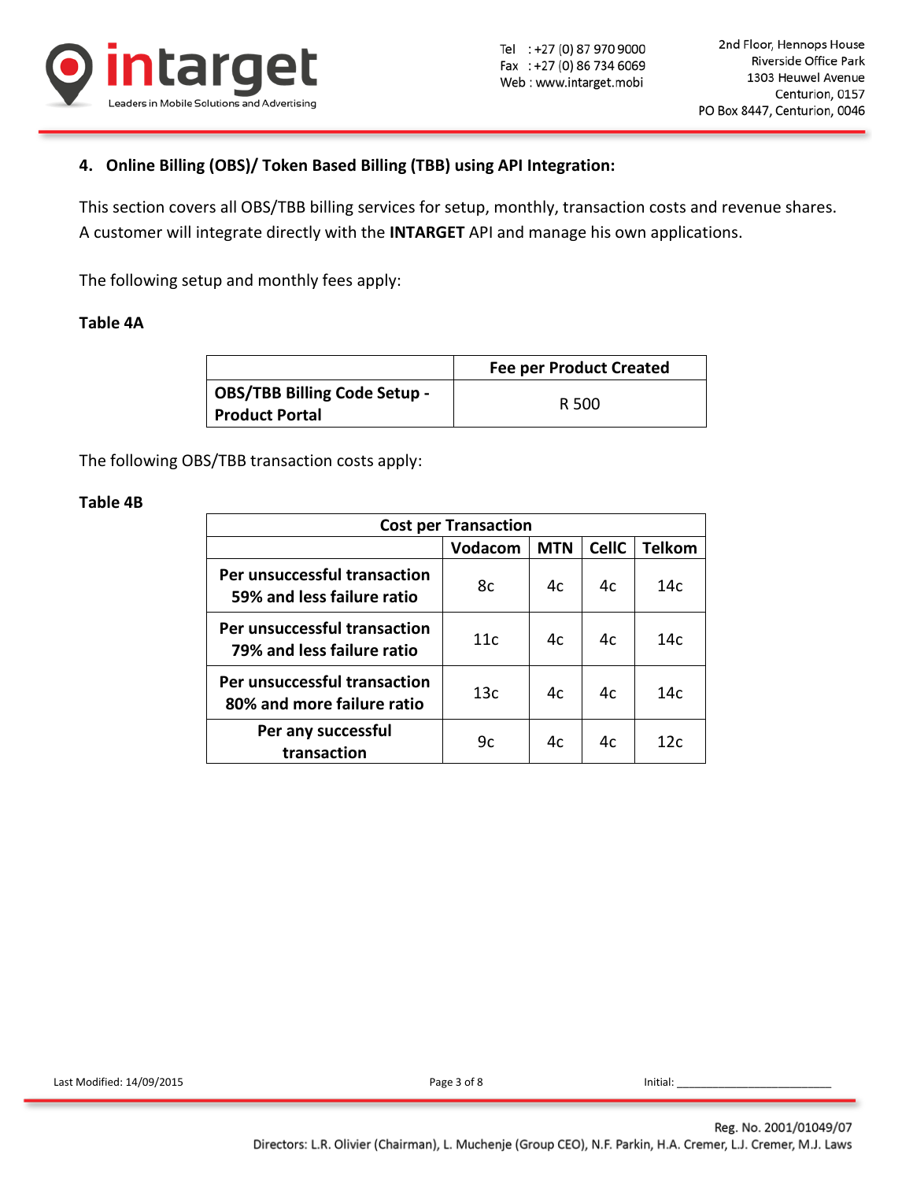## 4. Online Billing (OBS)/ Token Based Billing (TBB) using API Integration:

This section covers all OBS/TBB billing services for setup, monthly, transaction costs and revenue shares. A customer will integrate directly with the **INTARGET** API and manage his own applications.

The following setup and monthly fees apply:

**Table 4A**

| | Fee per Product Created |
|---|---|
| **OBS/TBB Billing Code Setup - Product Portal** | R 500 |

The following OBS/TBB transaction costs apply:

**Table 4B**

| Cost per Transaction | | | | |
|---|---|---|---|---|
| | **Vodacom** | **MTN** | **CellC** | **Telkom** |
| **Per unsuccessful transaction 59% and less failure ratio** | 8c | 4c | 4c | 14c |
| **Per unsuccessful transaction 79% and less failure ratio** | 11c | 4c | 4c | 14c |
| **Per unsuccessful transaction 80% and more failure ratio** | 13c | 4c | 4c | 14c |
| **Per any successful transaction** | 9c | 4c | 4c | 12c |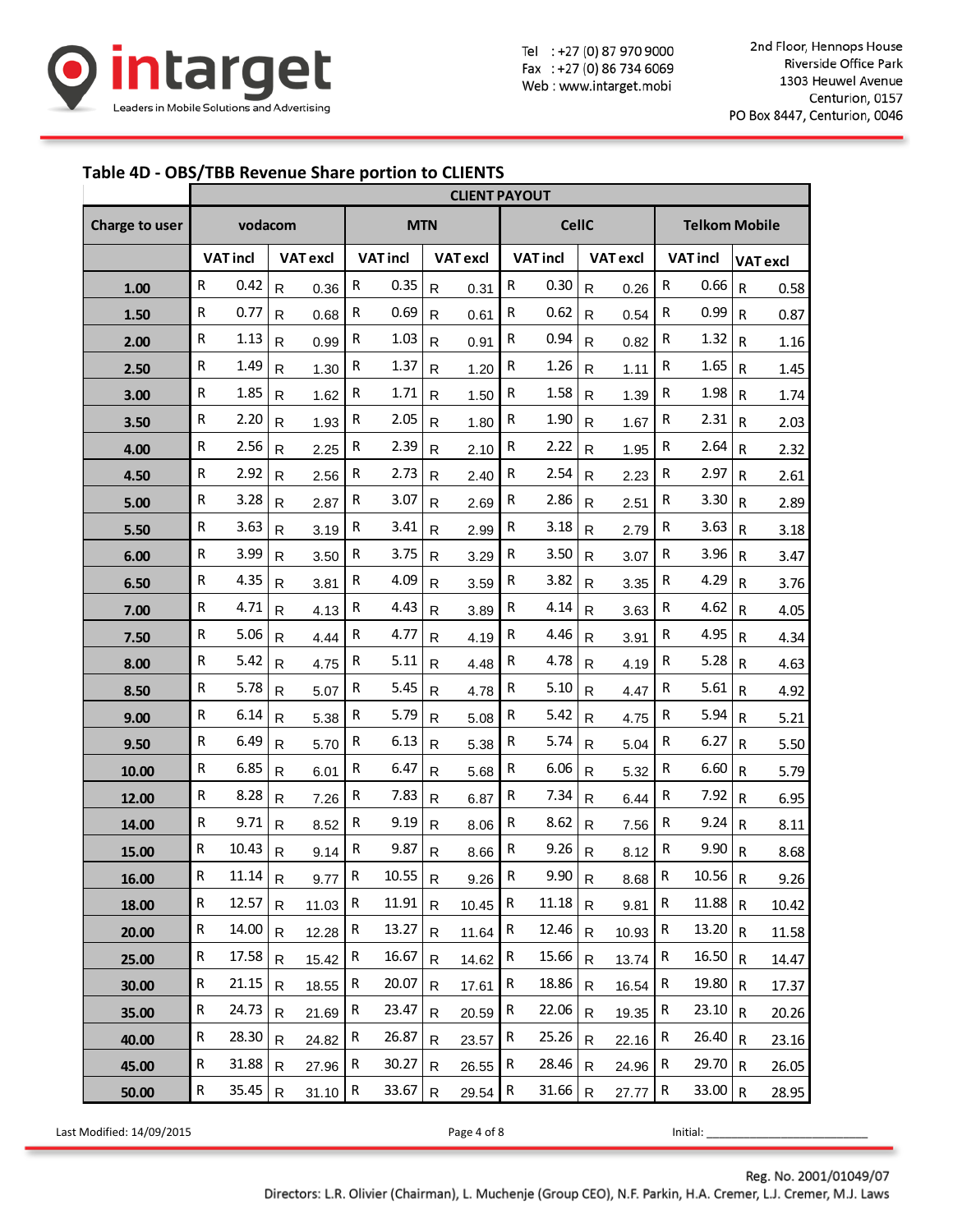## Table 4D - OBS/TBB Revenue Share portion to CLIENTS

| Charge to user | CLIENT PAYOUT | | | | | | | |
|---|---|---|---|---|---|---|---|---|
| | vodacom | | MTN | | CellC | | Telkom Mobile | |
| | VAT incl | VAT excl | VAT incl | VAT excl | VAT incl | VAT excl | VAT incl | VAT excl |
| 1.00 | R 0.42 | R 0.36 | R 0.35 | R 0.31 | R 0.30 | R 0.26 | R 0.66 | R 0.58 |
| 1.50 | R 0.77 | R 0.68 | R 0.69 | R 0.61 | R 0.62 | R 0.54 | R 0.99 | R 0.87 |
| 2.00 | R 1.13 | R 0.99 | R 1.03 | R 0.91 | R 0.94 | R 0.82 | R 1.32 | R 1.16 |
| 2.50 | R 1.49 | R 1.30 | R 1.37 | R 1.20 | R 1.26 | R 1.11 | R 1.65 | R 1.45 |
| 3.00 | R 1.85 | R 1.62 | R 1.71 | R 1.50 | R 1.58 | R 1.39 | R 1.98 | R 1.74 |
| 3.50 | R 2.20 | R 1.93 | R 2.05 | R 1.80 | R 1.90 | R 1.67 | R 2.31 | R 2.03 |
| 4.00 | R 2.56 | R 2.25 | R 2.39 | R 2.10 | R 2.22 | R 1.95 | R 2.64 | R 2.32 |
| 4.50 | R 2.92 | R 2.56 | R 2.73 | R 2.40 | R 2.54 | R 2.23 | R 2.97 | R 2.61 |
| 5.00 | R 3.28 | R 2.87 | R 3.07 | R 2.69 | R 2.86 | R 2.51 | R 3.30 | R 2.89 |
| 5.50 | R 3.63 | R 3.19 | R 3.41 | R 2.99 | R 3.18 | R 2.79 | R 3.63 | R 3.18 |
| 6.00 | R 3.99 | R 3.50 | R 3.75 | R 3.29 | R 3.50 | R 3.07 | R 3.96 | R 3.47 |
| 6.50 | R 4.35 | R 3.81 | R 4.09 | R 3.59 | R 3.82 | R 3.35 | R 4.29 | R 3.76 |
| 7.00 | R 4.71 | R 4.13 | R 4.43 | R 3.89 | R 4.14 | R 3.63 | R 4.62 | R 4.05 |
| 7.50 | R 5.06 | R 4.44 | R 4.77 | R 4.19 | R 4.46 | R 3.91 | R 4.95 | R 4.34 |
| 8.00 | R 5.42 | R 4.75 | R 5.11 | R 4.48 | R 4.78 | R 4.19 | R 5.28 | R 4.63 |
| 8.50 | R 5.78 | R 5.07 | R 5.45 | R 4.78 | R 5.10 | R 4.47 | R 5.61 | R 4.92 |
| 9.00 | R 6.14 | R 5.38 | R 5.79 | R 5.08 | R 5.42 | R 4.75 | R 5.94 | R 5.21 |
| 9.50 | R 6.49 | R 5.70 | R 6.13 | R 5.38 | R 5.74 | R 5.04 | R 6.27 | R 5.50 |
| 10.00 | R 6.85 | R 6.01 | R 6.47 | R 5.68 | R 6.06 | R 5.32 | R 6.60 | R 5.79 |
| 12.00 | R 8.28 | R 7.26 | R 7.83 | R 6.87 | R 7.34 | R 6.44 | R 7.92 | R 6.95 |
| 14.00 | R 9.71 | R 8.52 | R 9.19 | R 8.06 | R 8.62 | R 7.56 | R 9.24 | R 8.11 |
| 15.00 | R 10.43 | R 9.14 | R 9.87 | R 8.66 | R 9.26 | R 8.12 | R 9.90 | R 8.68 |
| 16.00 | R 11.14 | R 9.77 | R 10.55 | R 9.26 | R 9.90 | R 8.68 | R 10.56 | R 9.26 |
| 18.00 | R 12.57 | R 11.03 | R 11.91 | R 10.45 | R 11.18 | R 9.81 | R 11.88 | R 10.42 |
| 20.00 | R 14.00 | R 12.28 | R 13.27 | R 11.64 | R 12.46 | R 10.93 | R 13.20 | R 11.58 |
| 25.00 | R 17.58 | R 15.42 | R 16.67 | R 14.62 | R 15.66 | R 13.74 | R 16.50 | R 14.47 |
| 30.00 | R 21.15 | R 18.55 | R 20.07 | R 17.61 | R 18.86 | R 16.54 | R 19.80 | R 17.37 |
| 35.00 | R 24.73 | R 21.69 | R 23.47 | R 20.59 | R 22.06 | R 19.35 | R 23.10 | R 20.26 |
| 40.00 | R 28.30 | R 24.82 | R 26.87 | R 23.57 | R 25.26 | R 22.16 | R 26.40 | R 23.16 |
| 45.00 | R 31.88 | R 27.96 | R 30.27 | R 26.55 | R 28.46 | R 24.96 | R 29.70 | R 26.05 |
| 50.00 | R 35.45 | R 31.10 | R 33.67 | R 29.54 | R 31.66 | R 27.77 | R 33.00 | R 28.95 |

Last Modified: 14/09/2015

Initial: ______________________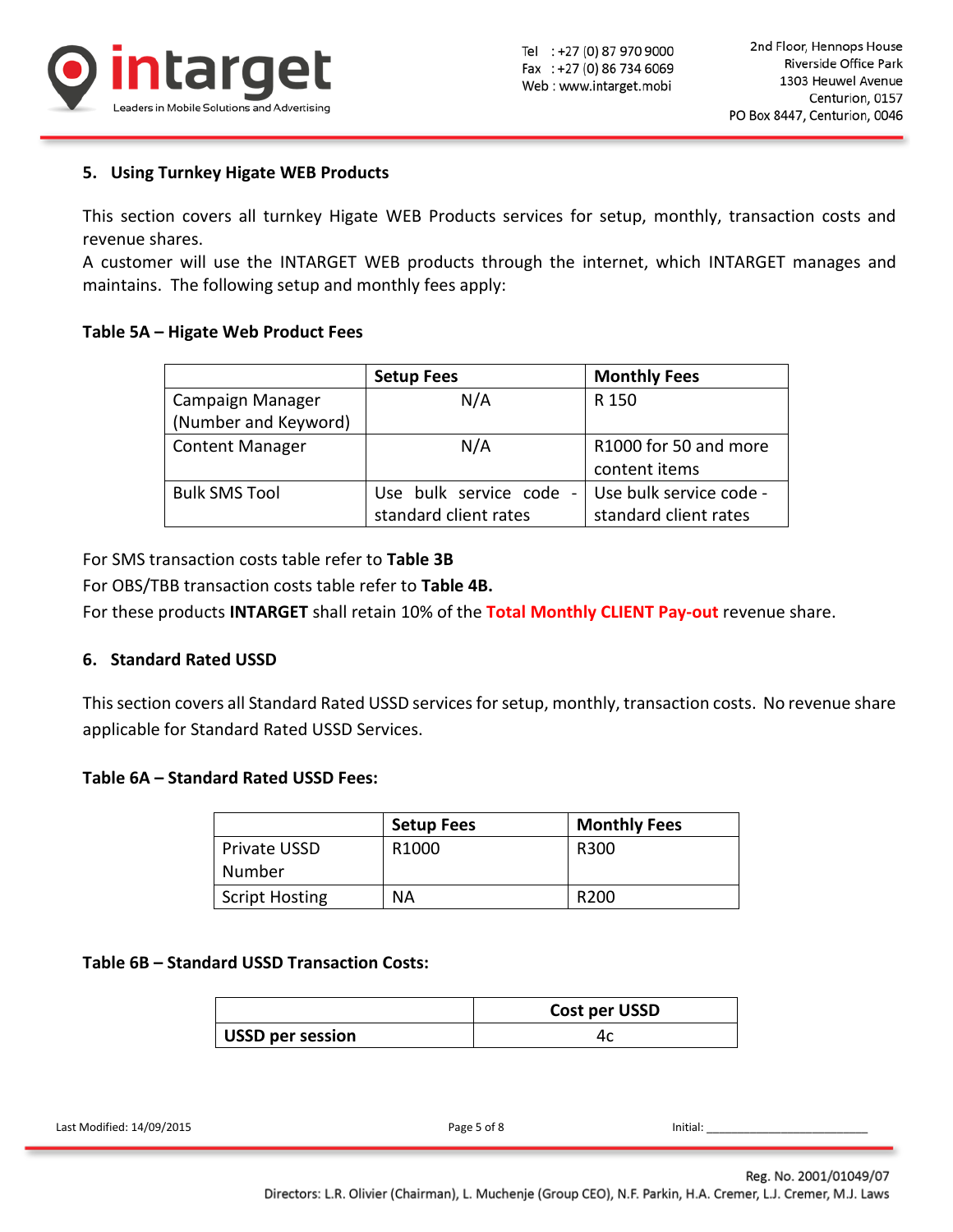## 5. Using Turnkey Higate WEB Products

This section covers all turnkey Higate WEB Products services for setup, monthly, transaction costs and revenue shares.
A customer will use the INTARGET WEB products through the internet, which INTARGET manages and maintains. The following setup and monthly fees apply:

**Table 5A – Higate Web Product Fees**

| | Setup Fees | Monthly Fees |
|---|---|---|
| Campaign Manager (Number and Keyword) | N/A | R 150 |
| Content Manager | N/A | R1000 for 50 and more content items |
| Bulk SMS Tool | Use bulk service code - standard client rates | Use bulk service code - standard client rates |

For SMS transaction costs table refer to **Table 3B**
For OBS/TBB transaction costs table refer to **Table 4B.**
For these products **INTARGET** shall retain 10% of the **Total Monthly CLIENT Pay-out** revenue share.

## 6. Standard Rated USSD

This section covers all Standard Rated USSD services for setup, monthly, transaction costs. No revenue share applicable for Standard Rated USSD Services.

**Table 6A – Standard Rated USSD Fees:**

| | Setup Fees | Monthly Fees |
|---|---|---|
| Private USSD Number | R1000 | R300 |
| Script Hosting | NA | R200 |

**Table 6B – Standard USSD Transaction Costs:**

| | Cost per USSD |
|---|---|
| **USSD per session** | 4c |

Last Modified: 14/09/2015 Initial: ________________________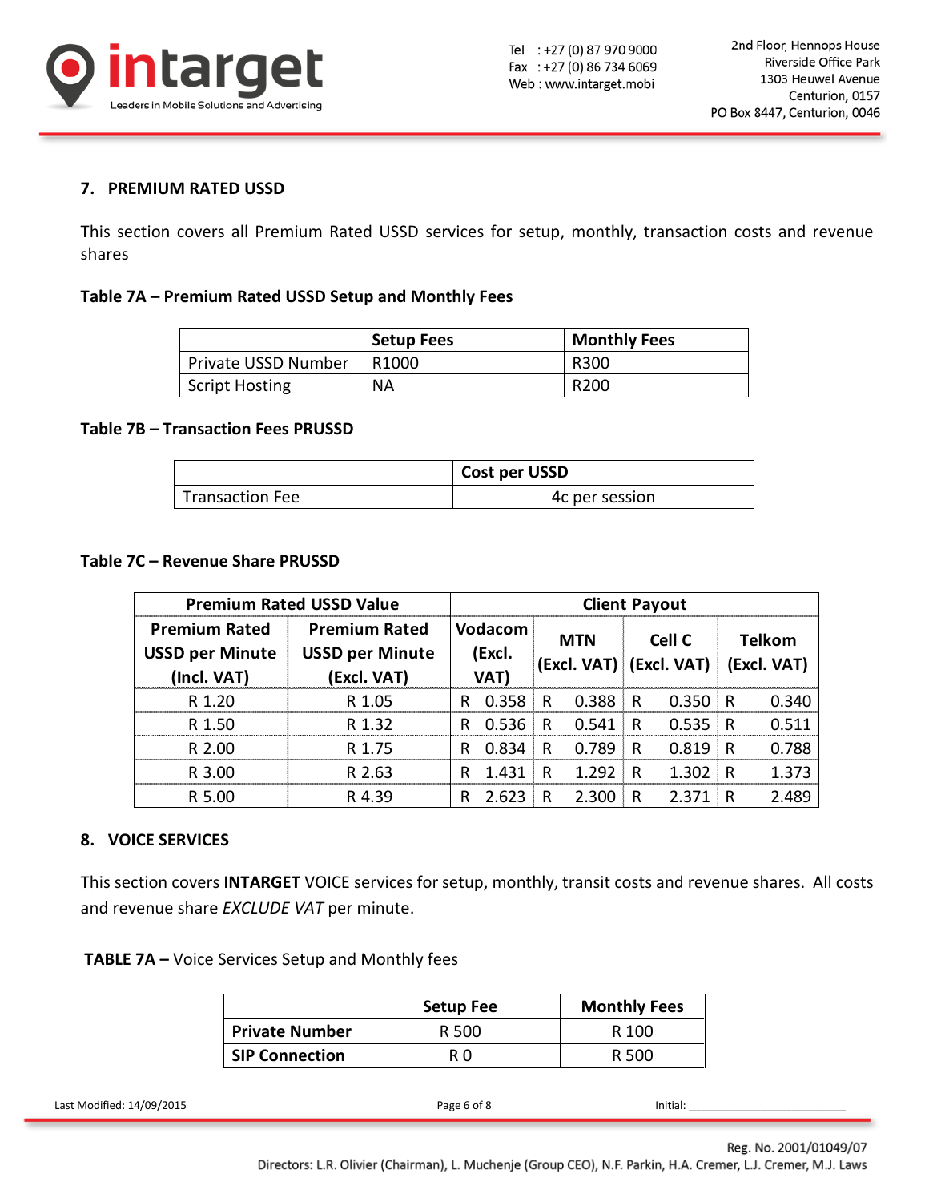## 7. PREMIUM RATED USSD

This section covers all Premium Rated USSD services for setup, monthly, transaction costs and revenue shares

**Table 7A – Premium Rated USSD Setup and Monthly Fees**

| | Setup Fees | Monthly Fees |
|---|---|---|
| Private USSD Number | R1000 | R300 |
| Script Hosting | NA | R200 |

**Table 7B – Transaction Fees PRUSSD**

| | Cost per USSD |
|---|---|
| Transaction Fee | 4c per session |

**Table 7C – Revenue Share PRUSSD**

| Premium Rated USSD Value | | Client Payout | | | |
|---|---|---|---|---|---|
| Premium Rated USSD per Minute (Incl. VAT) | Premium Rated USSD per Minute (Excl. VAT) | Vodacom (Excl. VAT) | MTN (Excl. VAT) | Cell C (Excl. VAT) | Telkom (Excl. VAT) |
| R 1.20 | R 1.05 | R 0.358 | R 0.388 | R 0.350 | R 0.340 |
| R 1.50 | R 1.32 | R 0.536 | R 0.541 | R 0.535 | R 0.511 |
| R 2.00 | R 1.75 | R 0.834 | R 0.789 | R 0.819 | R 0.788 |
| R 3.00 | R 2.63 | R 1.431 | R 1.292 | R 1.302 | R 1.373 |
| R 5.00 | R 4.39 | R 2.623 | R 2.300 | R 2.371 | R 2.489 |

## 8. VOICE SERVICES

This section covers **INTARGET** VOICE services for setup, monthly, transit costs and revenue shares. All costs and revenue share *EXCLUDE VAT* per minute.

**TABLE 7A –** Voice Services Setup and Monthly fees

| | Setup Fee | Monthly Fees |
|---|---|---|
| **Private Number** | R 500 | R 100 |
| **SIP Connection** | R 0 | R 500 |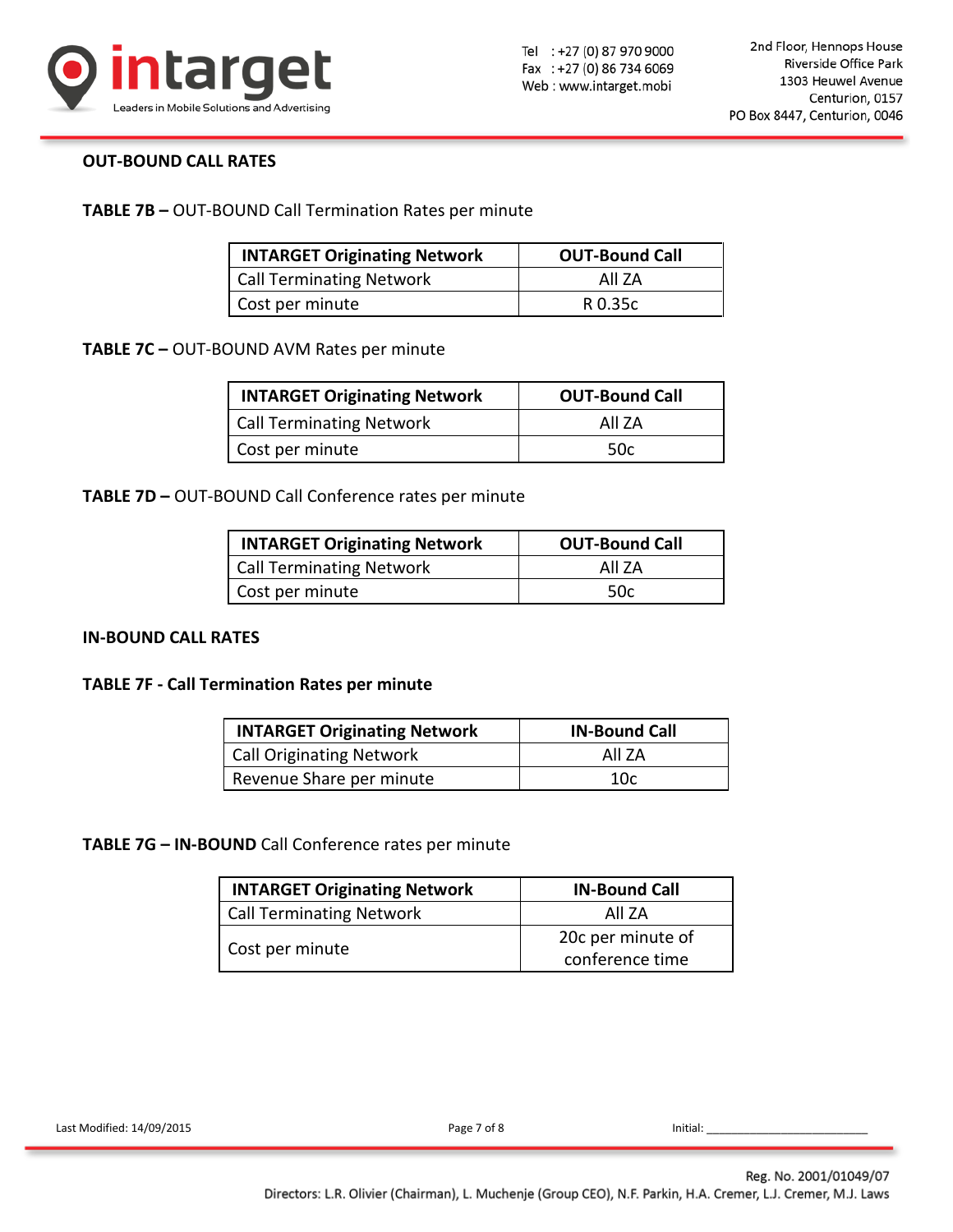**OUT-BOUND CALL RATES**

**TABLE 7B –** OUT-BOUND Call Termination Rates per minute

| **INTARGET Originating Network** | **OUT-Bound Call** |
|---|---|
| Call Terminating Network | All ZA |
| Cost per minute | R 0.35c |

**TABLE 7C –** OUT-BOUND AVM Rates per minute

| **INTARGET Originating Network** | **OUT-Bound Call** |
|---|---|
| Call Terminating Network | All ZA |
| Cost per minute | 50c |

**TABLE 7D –** OUT-BOUND Call Conference rates per minute

| **INTARGET Originating Network** | **OUT-Bound Call** |
|---|---|
| Call Terminating Network | All ZA |
| Cost per minute | 50c |

**IN-BOUND CALL RATES**

**TABLE 7F - Call Termination Rates per minute**

| **INTARGET Originating Network** | **IN-Bound Call** |
|---|---|
| Call Originating Network | All ZA |
| Revenue Share per minute | 10c |

**TABLE 7G – IN-BOUND** Call Conference rates per minute

| **INTARGET Originating Network** | **IN-Bound Call** |
|---|---|
| Call Terminating Network | All ZA |
| Cost per minute | 20c per minute of conference time |

Last Modified: 14/09/2015

Initial: ___________________________

Reg. No. 2001/01049/07

Directors: L.R. Olivier (Chairman), L. Muchenje (Group CEO), N.F. Parkin, H.A. Cremer, L.J. Cremer, M.J. Laws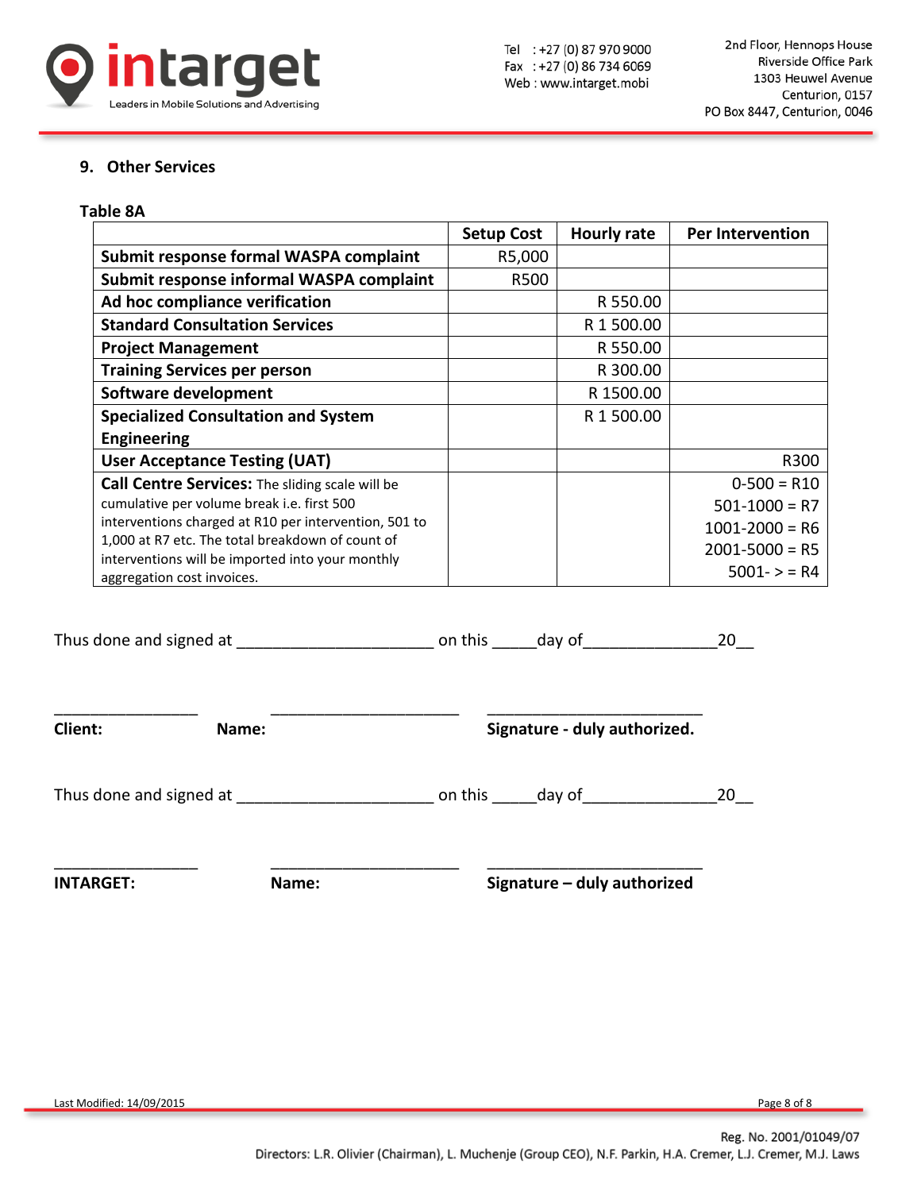## 9. Other Services

**Table 8A**

| | Setup Cost | Hourly rate | Per Intervention |
|---|---|---|---|
| **Submit response formal WASPA complaint** | R5,000 | | |
| **Submit response informal WASPA complaint** | R500 | | |
| **Ad hoc compliance verification** | | R 550.00 | |
| **Standard Consultation Services** | | R 1 500.00 | |
| **Project Management** | | R 550.00 | |
| **Training Services per person** | | R 300.00 | |
| **Software development** | | R 1500.00 | |
| **Specialized Consultation and System Engineering** | | R 1 500.00 | |
| **User Acceptance Testing (UAT)** | | | R300 |
| **Call Centre Services:** The sliding scale will be cumulative per volume break i.e. first 500 interventions charged at R10 per intervention, 501 to 1,000 at R7 etc. The total breakdown of count of interventions will be imported into your monthly aggregation cost invoices. | | | 0-500 = R10<br>501-1000 = R7<br>1001-2000 = R6<br>2001-5000 = R5<br>5001- > = R4 |

Thus done and signed at ______________________ on this _____day of_______________20__

________________ ____________________ ________________________

**Client:** **Name:** **Signature - duly authorized.**

Thus done and signed at ______________________ on this _____day of_______________20__

________________ ____________________ ________________________

**INTARGET:** **Name:** **Signature – duly authorized**

Last Modified: 14/09/2015

Reg. No. 2001/01049/07

Directors: L.R. Olivier (Chairman), L. Muchenje (Group CEO), N.F. Parkin, H.A. Cremer, L.J. Cremer, M.J. Laws